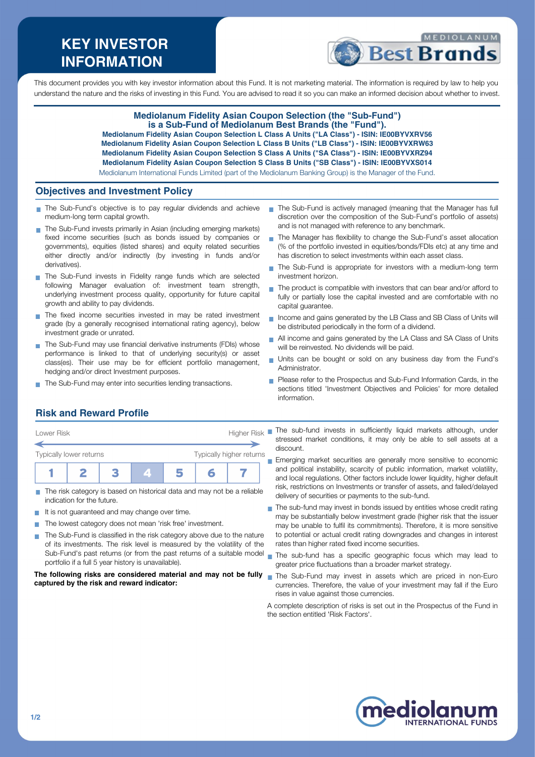# KEY INVESTOR INFORMATION

This document provides you with key investor information about this Fund. It is not marketing material. The information is required by law to help you understand the nature and the risks of investing in this Fund. You are advised to read it so you can make an informed decision about whether to invest.

**Mediolanum Fidelity Asian Coupon Selection (the "Sub-Fund") is a Sub-Fund of Mediolanum Best Brands (the "Fund").**

**Mediolanum Fidelity Asian Coupon Selection L Class A Units ("LA Class") - ISIN: IE00BYVXRV56**
**Mediolanum Fidelity Asian Coupon Selection L Class B Units ("LB Class") - ISIN: IE00BYVXRW63**
**Mediolanum Fidelity Asian Coupon Selection S Class A Units ("SA Class") - ISIN: IE00BYVXRZ94**
**Mediolanum Fidelity Asian Coupon Selection S Class B Units ("SB Class") - ISIN: IE00BYVXS014**

Mediolanum International Funds Limited (part of the Mediolanum Banking Group) is the Manager of the Fund.

## Objectives and Investment Policy

- The Sub-Fund's objective is to pay regular dividends and achieve medium-long term capital growth.
- The Sub-Fund invests primarily in Asian (including emerging markets) fixed income securities (such as bonds issued by companies or governments), equities (listed shares) and equity related securities either directly and/or indirectly (by investing in funds and/or derivatives).
- The Sub-Fund invests in Fidelity range funds which are selected following Manager evaluation of: investment team strength, underlying investment process quality, opportunity for future capital growth and ability to pay dividends.
- The fixed income securities invested in may be rated investment grade (by a generally recognised international rating agency), below investment grade or unrated.
- The Sub-Fund may use financial derivative instruments (FDIs) whose performance is linked to that of underlying security(s) or asset class(es). Their use may be for efficient portfolio management, hedging and/or direct Investment purposes.
- The Sub-Fund may enter into securities lending transactions.
- The Sub-Fund is actively managed (meaning that the Manager has full discretion over the composition of the Sub-Fund's portfolio of assets) and is not managed with reference to any benchmark.
- The Manager has flexibility to change the Sub-Fund's asset allocation (% of the portfolio invested in equities/bonds/FDIs etc) at any time and has discretion to select investments within each asset class.
- The Sub-Fund is appropriate for investors with a medium-long term investment horizon.
- The product is compatible with investors that can bear and/or afford to fully or partially lose the capital invested and are comfortable with no capital guarantee.
- Income and gains generated by the LB Class and SB Class of Units will be distributed periodically in the form of a dividend.
- All income and gains generated by the LA Class and SA Class of Units will be reinvested. No dividends will be paid.
- Units can be bought or sold on any business day from the Fund's Administrator.
- Please refer to the Prospectus and Sub-Fund Information Cards, in the sections titled 'Investment Objectives and Policies' for more detailed information.

## Risk and Reward Profile

| Lower Risk | | | | | | Higher Risk |
|---|---|---|---|---|---|---|
| Typically lower returns | | | | | | Typically higher returns |
| 1 | 2 | 3 | **4** | 5 | 6 | 7 |

- The risk category is based on historical data and may not be a reliable indication for the future.
- It is not guaranteed and may change over time.
- The lowest category does not mean 'risk free' investment.
- The Sub-Fund is classified in the risk category above due to the nature of its investments. The risk level is measured by the volatility of the Sub-Fund's past returns (or from the past returns of a suitable model portfolio if a full 5 year history is unavailable).

**The following risks are considered material and may not be fully captured by the risk and reward indicator:**

- The sub-fund invests in sufficiently liquid markets although, under stressed market conditions, it may only be able to sell assets at a discount.
- Emerging market securities are generally more sensitive to economic and political instability, scarcity of public information, market volatility, and local regulations. Other factors include lower liquidity, higher default risk, restrictions on Investments or transfer of assets, and failed/delayed delivery of securities or payments to the sub-fund.
- The sub-fund may invest in bonds issued by entities whose credit rating may be substantially below investment grade (higher risk that the issuer may be unable to fulfil its commitments). Therefore, it is more sensitive to potential or actual credit rating downgrades and changes in interest rates than higher rated fixed income securities.
- The sub-fund has a specific geographic focus which may lead to greater price fluctuations than a broader market strategy.
- The Sub-Fund may invest in assets which are priced in non-Euro currencies. Therefore, the value of your investment may fall if the Euro rises in value against those currencies.

A complete description of risks is set out in the Prospectus of the Fund in the section entitled 'Risk Factors'.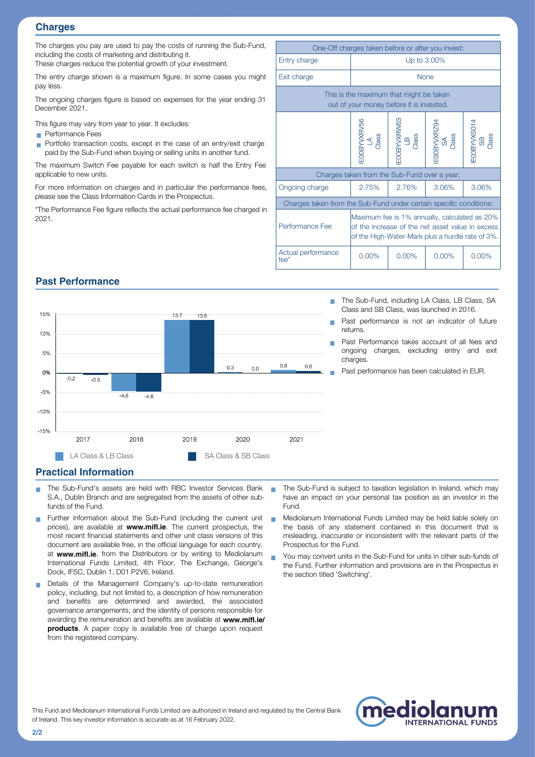## Charges

The charges you pay are used to pay the costs of running the Sub-Fund, including the costs of marketing and distributing it.
These charges reduce the potential growth of your investment.

The entry charge shown is a maximum figure. In some cases you might pay less.

The ongoing charges figure is based on expenses for the year ending 31 December 2021.

This figure may vary from year to year. It excludes:

- Performance Fees
- Portfolio transaction costs, except in the case of an entry/exit charge paid by the Sub-Fund when buying or selling units in another fund.

The maximum Switch Fee payable for each switch is half the Entry Fee applicable to new units.

For more information on charges and in particular the performance fees, please see the Class Information Cards in the Prospectus.

*The Performance Fee figure reflects the actual performance fee charged in 2021.

| One-Off charges taken before or after you invest: | | | | |
|---|---|---|---|---|
| Entry charge | Up to 3.00% | | | |
| Exit charge | None | | | |
| This is the maximum that might be taken out of your money before it is invested. | | | | |
| | IE00BYVXRV56 LA Class | IE00BYVXRW63 LB Class | IE00BYVXRZ94 SA Class | IE00BYVXS014 SB Class |
| Charges taken from the Sub-Fund over a year: | | | | |
| Ongoing charge | 2.75% | 2.76% | 3.06% | 3.06% |
| Charges taken from the Sub-Fund under certain specific conditions: | | | | |
| Performance Fee | Maximum fee is 1% annually, calculated as 20% of the increase of the net asset value in excess of the High-Water-Mark plus a hurdle rate of 3%. | | | |
| Actual performance fee* | 0.00% | 0.00% | 0.00% | 0.00% |

## Past Performance

15%
10%
5%
0%
-5%
-10%
-15%

-0.2 -0.5
-4.6 -4.8
13.7 13.6
0.3 0.0
0.8 0.6

2017 2018 2019 2020 2021

LA Class & LB Class
SA Class & SB Class

- The Sub-Fund, including LA Class, LB Class, SA Class and SB Class, was launched in 2016.
- Past performance is not an indicator of future returns.
- Past Performance takes account of all fees and ongoing charges, excluding entry and exit charges.
- Past performance has been calculated in EUR.

## Practical Information

- The Sub-Fund's assets are held with RBC Investor Services Bank S.A., Dublin Branch and are segregated from the assets of other sub-funds of the Fund.
- Further information about the Sub-Fund (including the current unit prices), are available at **www.mifl.ie**. The current prospectus, the most recent financial statements and other unit class versions of this document are available free, in the official language for each country, at **www.mifl.ie**, from the Distributors or by writing to Mediolanum International Funds Limited, 4th Floor, The Exchange, George's Dock, IFSC, Dublin 1, D01 P2V6, Ireland.
- Details of the Management Company's up-to-date remuneration policy, including, but not limited to, a description of how remuneration and benefits are determined and awarded, the associated governance arrangements, and the identity of persons responsible for awarding the remuneration and benefits are available at **www.mifl.ie/products**. A paper copy is available free of charge upon request from the registered company.
- The Sub-Fund is subject to taxation legislation in Ireland, which may have an impact on your personal tax position as an investor in the Fund.
- Mediolanum International Funds Limited may be held liable solely on the basis of any statement contained in this document that is misleading, inaccurate or inconsistent with the relevant parts of the Prospectus for the Fund.
- You may convert units in the Sub-Fund for units in other sub-funds of the Fund. Further information and provisions are in the Prospectus in the section titled 'Switching'.

This Fund and Mediolanum International Funds Limited are authorized in Ireland and regulated by the Central Bank of Ireland. This key investor information is accurate as at 16 February 2022.